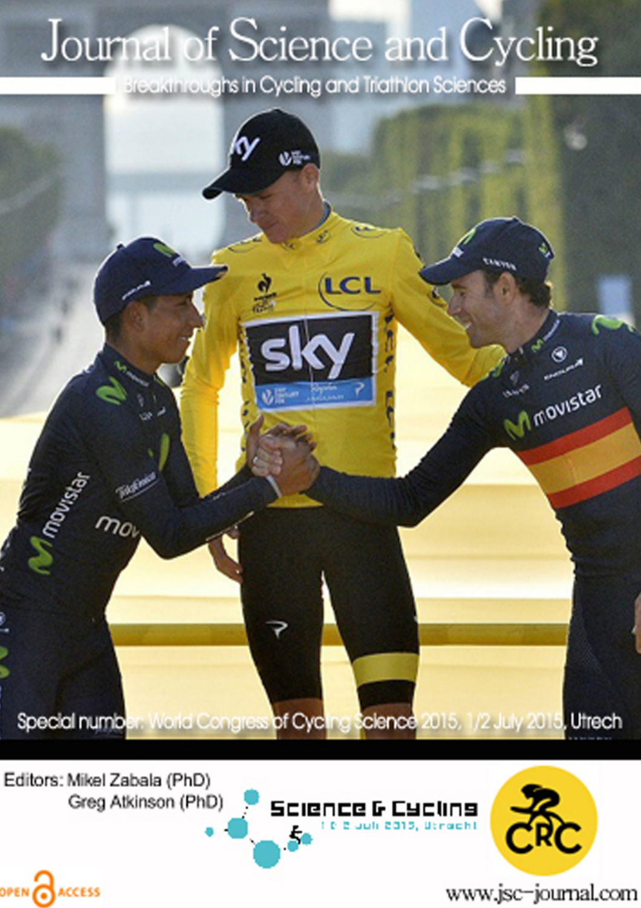# Journal of Science and Cycling

Breakthroughs in Cycling and Triathlon Sciences

Special number: World Congress of Cycling Science 2015, 1/2 July 2015, Utrech

Editors: Mikel Zabala (PhD)
Greg Atkinson (PhD)

Science & Cycling
1 & 2 juli 2015, Utrecht

CRC

OPEN ACCESS

www.jsc-journal.com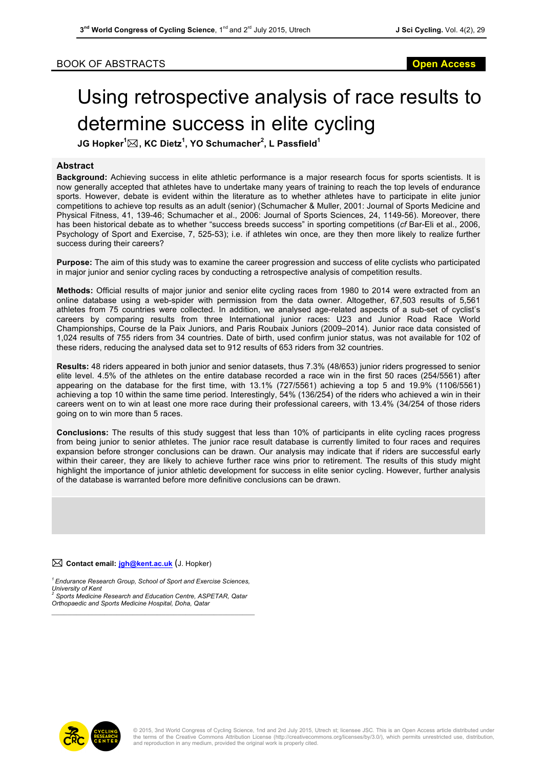BOOK OF ABSTRACTS

**Open Access**

# Using retrospective analysis of race results to determine success in elite cycling

**JG Hopker[1] ✉, KC Dietz[1], YO Schumacher[2], L Passfield[1]**

## Abstract

**Background:** Achieving success in elite athletic performance is a major research focus for sports scientists. It is now generally accepted that athletes have to undertake many years of training to reach the top levels of endurance sports. However, debate is evident within the literature as to whether athletes have to participate in elite junior competitions to achieve top results as an adult (senior) (Schumacher & Muller, 2001: Journal of Sports Medicine and Physical Fitness, 41, 139-46; Schumacher et al., 2006: Journal of Sports Sciences, 24, 1149-56). Moreover, there has been historical debate as to whether "success breeds success" in sporting competitions (*cf* Bar-Eli et al., 2006, Psychology of Sport and Exercise, 7, 525-53); i.e. if athletes win once, are they then more likely to realize further success during their careers?

**Purpose:** The aim of this study was to examine the career progression and success of elite cyclists who participated in major junior and senior cycling races by conducting a retrospective analysis of competition results.

**Methods:** Official results of major junior and senior elite cycling races from 1980 to 2014 were extracted from an online database using a web-spider with permission from the data owner. Altogether, 67,503 results of 5,561 athletes from 75 countries were collected. In addition, we analysed age-related aspects of a sub-set of cyclist's careers by comparing results from three International junior races: U23 and Junior Road Race World Championships, Course de la Paix Juniors, and Paris Roubaix Juniors (2009–2014). Junior race data consisted of 1,024 results of 755 riders from 34 countries. Date of birth, used confirm junior status, was not available for 102 of these riders, reducing the analysed data set to 912 results of 653 riders from 32 countries.

**Results:** 48 riders appeared in both junior and senior datasets, thus 7.3% (48/653) junior riders progressed to senior elite level. 4.5% of the athletes on the entire database recorded a race win in the first 50 races (254/5561) after appearing on the database for the first time, with 13.1% (727/5561) achieving a top 5 and 19.9% (1106/5561) achieving a top 10 within the same time period. Interestingly, 54% (136/254) of the riders who achieved a win in their careers went on to win at least one more race during their professional careers, with 13.4% (34/254 of those riders going on to win more than 5 races.

**Conclusions:** The results of this study suggest that less than 10% of participants in elite cycling races progress from being junior to senior athletes. The junior race result database is currently limited to four races and requires expansion before stronger conclusions can be drawn. Our analysis may indicate that if riders are successful early within their career, they are likely to achieve further race wins prior to retirement. The results of this study might highlight the importance of junior athletic development for success in elite senior cycling. However, further analysis of the database is warranted before more definitive conclusions can be drawn.

✉ **Contact email:** **jgh@kent.ac.uk** (J. Hopker)

[1] *Endurance Research Group, School of Sport and Exercise Sciences, University of Kent*
[2] *Sports Medicine Research and Education Centre, ASPETAR, Qatar Orthopaedic and Sports Medicine Hospital, Doha, Qatar*

© 2015, 3nd World Congress of Cycling Science, 1nd and 2rd July 2015, Utrech st; licensee JSC. This is an Open Access article distributed under the terms of the Creative Commons Attribution License (http://creativecommons.org/licenses/by/3.0/), which permits unrestricted use, distribution, and reproduction in any medium, provided the original work is properly cited.